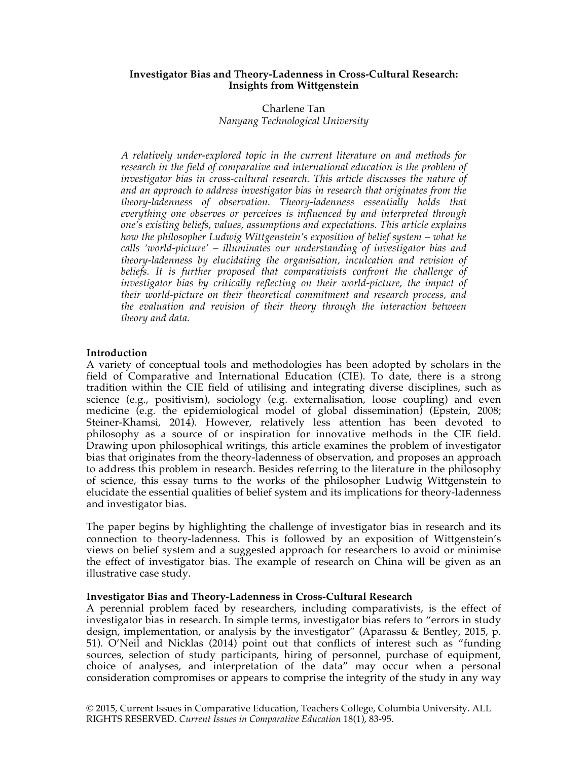# Investigator Bias and Theory-Ladenness in Cross-Cultural Research: Insights from Wittgenstein

Charlene Tan
*Nanyang Technological University*

*A relatively under-explored topic in the current literature on and methods for research in the field of comparative and international education is the problem of investigator bias in cross-cultural research. This article discusses the nature of and an approach to address investigator bias in research that originates from the theory-ladenness of observation. Theory-ladenness essentially holds that everything one observes or perceives is influenced by and interpreted through one's existing beliefs, values, assumptions and expectations. This article explains how the philosopher Ludwig Wittgenstein's exposition of belief system – what he calls 'world-picture' – illuminates our understanding of investigator bias and theory-ladenness by elucidating the organisation, inculcation and revision of beliefs. It is further proposed that comparativists confront the challenge of investigator bias by critically reflecting on their world-picture, the impact of their world-picture on their theoretical commitment and research process, and the evaluation and revision of their theory through the interaction between theory and data.*

## Introduction

A variety of conceptual tools and methodologies has been adopted by scholars in the field of Comparative and International Education (CIE). To date, there is a strong tradition within the CIE field of utilising and integrating diverse disciplines, such as science (e.g., positivism), sociology (e.g. externalisation, loose coupling) and even medicine (e.g. the epidemiological model of global dissemination) (Epstein, 2008; Steiner-Khamsi, 2014). However, relatively less attention has been devoted to philosophy as a source of or inspiration for innovative methods in the CIE field. Drawing upon philosophical writings, this article examines the problem of investigator bias that originates from the theory-ladenness of observation, and proposes an approach to address this problem in research. Besides referring to the literature in the philosophy of science, this essay turns to the works of the philosopher Ludwig Wittgenstein to elucidate the essential qualities of belief system and its implications for theory-ladenness and investigator bias.

The paper begins by highlighting the challenge of investigator bias in research and its connection to theory-ladenness. This is followed by an exposition of Wittgenstein's views on belief system and a suggested approach for researchers to avoid or minimise the effect of investigator bias. The example of research on China will be given as an illustrative case study.

## Investigator Bias and Theory-Ladenness in Cross-Cultural Research

A perennial problem faced by researchers, including comparativists, is the effect of investigator bias in research. In simple terms, investigator bias refers to "errors in study design, implementation, or analysis by the investigator" (Aparassu & Bentley, 2015, p. 51). O'Neil and Nicklas (2014) point out that conflicts of interest such as "funding sources, selection of study participants, hiring of personnel, purchase of equipment, choice of analyses, and interpretation of the data" may occur when a personal consideration compromises or appears to comprise the integrity of the study in any way

© 2015, Current Issues in Comparative Education, Teachers College, Columbia University. ALL RIGHTS RESERVED. *Current Issues in Comparative Education* 18(1), 83-95.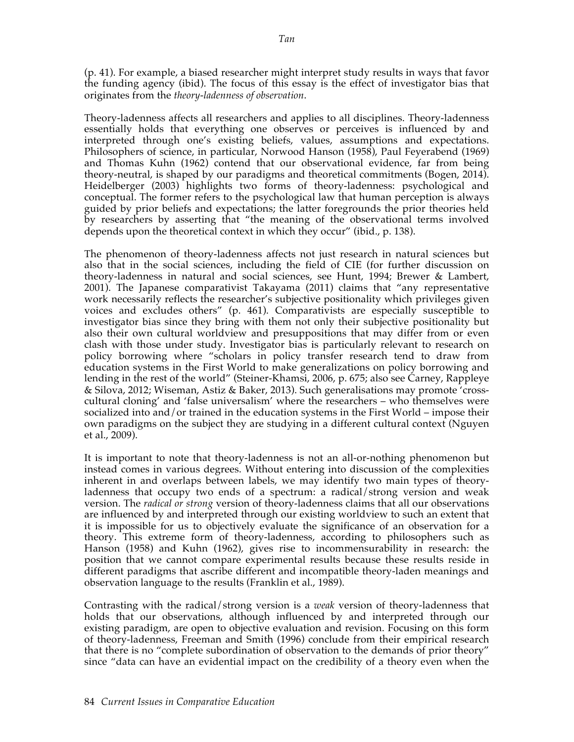(p. 41). For example, a biased researcher might interpret study results in ways that favor the funding agency (ibid). The focus of this essay is the effect of investigator bias that originates from the *theory-ladenness of observation*.

Theory-ladenness affects all researchers and applies to all disciplines. Theory-ladenness essentially holds that everything one observes or perceives is influenced by and interpreted through one's existing beliefs, values, assumptions and expectations. Philosophers of science, in particular, Norwood Hanson (1958), Paul Feyerabend (1969) and Thomas Kuhn (1962) contend that our observational evidence, far from being theory-neutral, is shaped by our paradigms and theoretical commitments (Bogen, 2014). Heidelberger (2003) highlights two forms of theory-ladenness: psychological and conceptual. The former refers to the psychological law that human perception is always guided by prior beliefs and expectations; the latter foregrounds the prior theories held by researchers by asserting that "the meaning of the observational terms involved depends upon the theoretical context in which they occur" (ibid., p. 138).

The phenomenon of theory-ladenness affects not just research in natural sciences but also that in the social sciences, including the field of CIE (for further discussion on theory-ladenness in natural and social sciences, see Hunt, 1994; Brewer & Lambert, 2001). The Japanese comparativist Takayama (2011) claims that "any representative work necessarily reflects the researcher's subjective positionality which privileges given voices and excludes others" (p. 461). Comparativists are especially susceptible to investigator bias since they bring with them not only their subjective positionality but also their own cultural worldview and presuppositions that may differ from or even clash with those under study. Investigator bias is particularly relevant to research on policy borrowing where "scholars in policy transfer research tend to draw from education systems in the First World to make generalizations on policy borrowing and lending in the rest of the world" (Steiner-Khamsi, 2006, p. 675; also see Carney, Rappleye & Silova, 2012; Wiseman, Astiz & Baker, 2013). Such generalisations may promote 'cross-cultural cloning' and 'false universalism' where the researchers – who themselves were socialized into and/or trained in the education systems in the First World – impose their own paradigms on the subject they are studying in a different cultural context (Nguyen et al., 2009).

It is important to note that theory-ladenness is not an all-or-nothing phenomenon but instead comes in various degrees. Without entering into discussion of the complexities inherent in and overlaps between labels, we may identify two main types of theory-ladenness that occupy two ends of a spectrum: a radical/strong version and weak version. The *radical or strong* version of theory-ladenness claims that all our observations are influenced by and interpreted through our existing worldview to such an extent that it is impossible for us to objectively evaluate the significance of an observation for a theory. This extreme form of theory-ladenness, according to philosophers such as Hanson (1958) and Kuhn (1962), gives rise to incommensurability in research: the position that we cannot compare experimental results because these results reside in different paradigms that ascribe different and incompatible theory-laden meanings and observation language to the results (Franklin et al., 1989).

Contrasting with the radical/strong version is a *weak* version of theory-ladenness that holds that our observations, although influenced by and interpreted through our existing paradigm, are open to objective evaluation and revision. Focusing on this form of theory-ladenness, Freeman and Smith (1996) conclude from their empirical research that there is no "complete subordination of observation to the demands of prior theory" since "data can have an evidential impact on the credibility of a theory even when the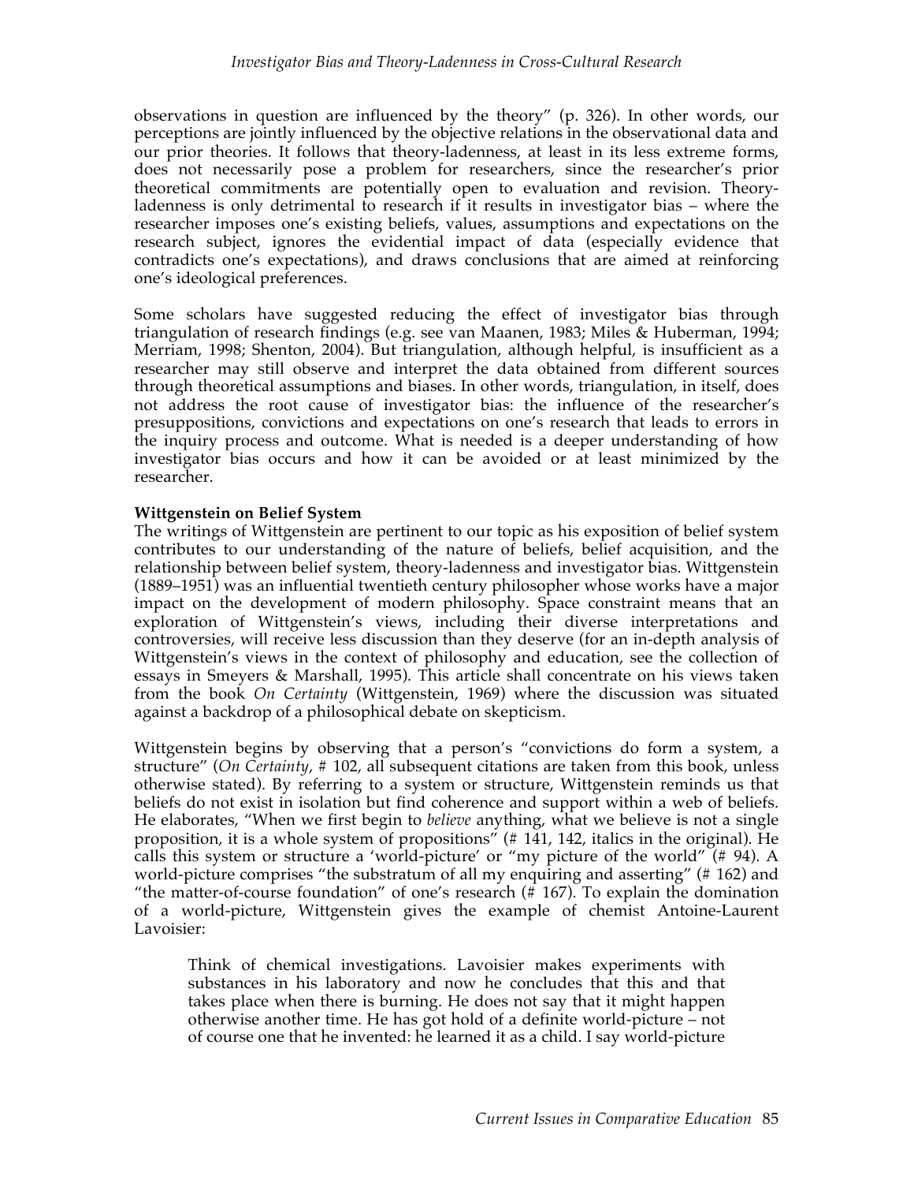observations in question are influenced by the theory" (p. 326). In other words, our perceptions are jointly influenced by the objective relations in the observational data and our prior theories. It follows that theory-ladenness, at least in its less extreme forms, does not necessarily pose a problem for researchers, since the researcher's prior theoretical commitments are potentially open to evaluation and revision. Theory-ladenness is only detrimental to research if it results in investigator bias – where the researcher imposes one's existing beliefs, values, assumptions and expectations on the research subject, ignores the evidential impact of data (especially evidence that contradicts one's expectations), and draws conclusions that are aimed at reinforcing one's ideological preferences.

Some scholars have suggested reducing the effect of investigator bias through triangulation of research findings (e.g. see van Maanen, 1983; Miles & Huberman, 1994; Merriam, 1998; Shenton, 2004). But triangulation, although helpful, is insufficient as a researcher may still observe and interpret the data obtained from different sources through theoretical assumptions and biases. In other words, triangulation, in itself, does not address the root cause of investigator bias: the influence of the researcher's presuppositions, convictions and expectations on one's research that leads to errors in the inquiry process and outcome. What is needed is a deeper understanding of how investigator bias occurs and how it can be avoided or at least minimized by the researcher.

**Wittgenstein on Belief System**

The writings of Wittgenstein are pertinent to our topic as his exposition of belief system contributes to our understanding of the nature of beliefs, belief acquisition, and the relationship between belief system, theory-ladenness and investigator bias. Wittgenstein (1889–1951) was an influential twentieth century philosopher whose works have a major impact on the development of modern philosophy. Space constraint means that an exploration of Wittgenstein's views, including their diverse interpretations and controversies, will receive less discussion than they deserve (for an in-depth analysis of Wittgenstein's views in the context of philosophy and education, see the collection of essays in Smeyers & Marshall, 1995). This article shall concentrate on his views taken from the book *On Certainty* (Wittgenstein, 1969) where the discussion was situated against a backdrop of a philosophical debate on skepticism.

Wittgenstein begins by observing that a person's "convictions do form a system, a structure" (*On Certainty*, # 102, all subsequent citations are taken from this book, unless otherwise stated). By referring to a system or structure, Wittgenstein reminds us that beliefs do not exist in isolation but find coherence and support within a web of beliefs. He elaborates, "When we first begin to *believe* anything, what we believe is not a single proposition, it is a whole system of propositions" (# 141, 142, italics in the original). He calls this system or structure a 'world-picture' or "my picture of the world" (# 94). A world-picture comprises "the substratum of all my enquiring and asserting" (# 162) and "the matter-of-course foundation" of one's research (# 167). To explain the domination of a world-picture, Wittgenstein gives the example of chemist Antoine-Laurent Lavoisier:

> Think of chemical investigations. Lavoisier makes experiments with substances in his laboratory and now he concludes that this and that takes place when there is burning. He does not say that it might happen otherwise another time. He has got hold of a definite world-picture – not of course one that he invented: he learned it as a child. I say world-picture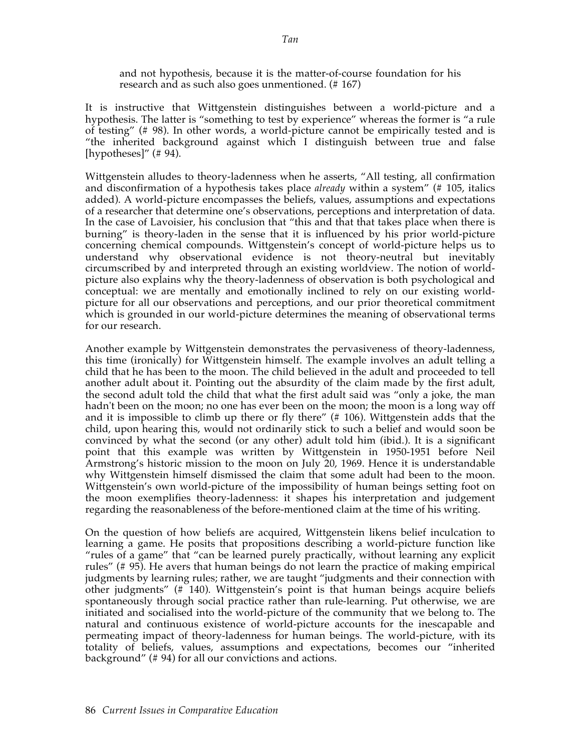> and not hypothesis, because it is the matter-of-course foundation for his research and as such also goes unmentioned. (# 167)

It is instructive that Wittgenstein distinguishes between a world-picture and a hypothesis. The latter is "something to test by experience" whereas the former is "a rule of testing" (# 98). In other words, a world-picture cannot be empirically tested and is "the inherited background against which I distinguish between true and false [hypotheses]" (# 94).

Wittgenstein alludes to theory-ladenness when he asserts, "All testing, all confirmation and disconfirmation of a hypothesis takes place *already* within a system" (# 105, italics added). A world-picture encompasses the beliefs, values, assumptions and expectations of a researcher that determine one's observations, perceptions and interpretation of data. In the case of Lavoisier, his conclusion that "this and that that takes place when there is burning" is theory-laden in the sense that it is influenced by his prior world-picture concerning chemical compounds. Wittgenstein's concept of world-picture helps us to understand why observational evidence is not theory-neutral but inevitably circumscribed by and interpreted through an existing worldview. The notion of world-picture also explains why the theory-ladenness of observation is both psychological and conceptual: we are mentally and emotionally inclined to rely on our existing world-picture for all our observations and perceptions, and our prior theoretical commitment which is grounded in our world-picture determines the meaning of observational terms for our research.

Another example by Wittgenstein demonstrates the pervasiveness of theory-ladenness, this time (ironically) for Wittgenstein himself. The example involves an adult telling a child that he has been to the moon. The child believed in the adult and proceeded to tell another adult about it. Pointing out the absurdity of the claim made by the first adult, the second adult told the child that what the first adult said was "only a joke, the man hadn't been on the moon; no one has ever been on the moon; the moon is a long way off and it is impossible to climb up there or fly there" (# 106). Wittgenstein adds that the child, upon hearing this, would not ordinarily stick to such a belief and would soon be convinced by what the second (or any other) adult told him (ibid.). It is a significant point that this example was written by Wittgenstein in 1950-1951 before Neil Armstrong's historic mission to the moon on July 20, 1969. Hence it is understandable why Wittgenstein himself dismissed the claim that some adult had been to the moon. Wittgenstein's own world-picture of the impossibility of human beings setting foot on the moon exemplifies theory-ladenness: it shapes his interpretation and judgement regarding the reasonableness of the before-mentioned claim at the time of his writing.

On the question of how beliefs are acquired, Wittgenstein likens belief inculcation to learning a game. He posits that propositions describing a world-picture function like "rules of a game" that "can be learned purely practically, without learning any explicit rules" (# 95). He avers that human beings do not learn the practice of making empirical judgments by learning rules; rather, we are taught "judgments and their connection with other judgments" (# 140). Wittgenstein's point is that human beings acquire beliefs spontaneously through social practice rather than rule-learning. Put otherwise, we are initiated and socialised into the world-picture of the community that we belong to. The natural and continuous existence of world-picture accounts for the inescapable and permeating impact of theory-ladenness for human beings. The world-picture, with its totality of beliefs, values, assumptions and expectations, becomes our "inherited background" (# 94) for all our convictions and actions.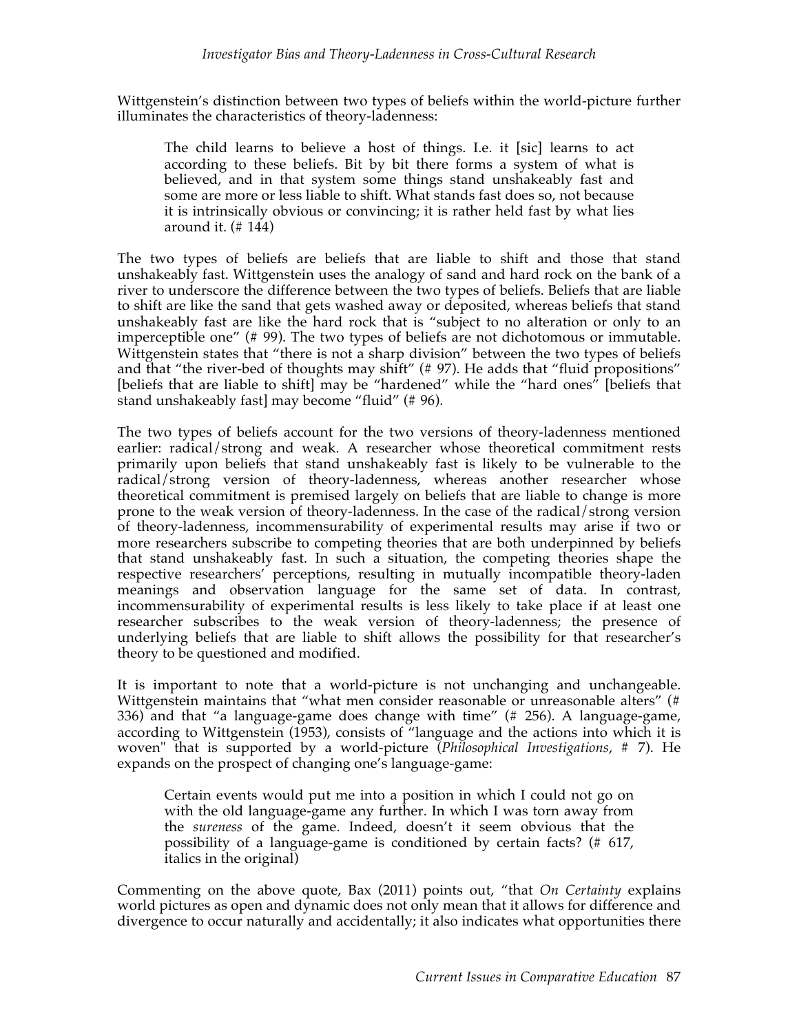Wittgenstein's distinction between two types of beliefs within the world-picture further illuminates the characteristics of theory-ladenness:

> The child learns to believe a host of things. I.e. it [sic] learns to act according to these beliefs. Bit by bit there forms a system of what is believed, and in that system some things stand unshakeably fast and some are more or less liable to shift. What stands fast does so, not because it is intrinsically obvious or convincing; it is rather held fast by what lies around it. (# 144)

The two types of beliefs are beliefs that are liable to shift and those that stand unshakeably fast. Wittgenstein uses the analogy of sand and hard rock on the bank of a river to underscore the difference between the two types of beliefs. Beliefs that are liable to shift are like the sand that gets washed away or deposited, whereas beliefs that stand unshakeably fast are like the hard rock that is "subject to no alteration or only to an imperceptible one" (# 99). The two types of beliefs are not dichotomous or immutable. Wittgenstein states that "there is not a sharp division" between the two types of beliefs and that "the river-bed of thoughts may shift" (# 97). He adds that "fluid propositions" [beliefs that are liable to shift] may be "hardened" while the "hard ones" [beliefs that stand unshakeably fast] may become "fluid" (# 96).

The two types of beliefs account for the two versions of theory-ladenness mentioned earlier: radical/strong and weak. A researcher whose theoretical commitment rests primarily upon beliefs that stand unshakeably fast is likely to be vulnerable to the radical/strong version of theory-ladenness, whereas another researcher whose theoretical commitment is premised largely on beliefs that are liable to change is more prone to the weak version of theory-ladenness. In the case of the radical/strong version of theory-ladenness, incommensurability of experimental results may arise if two or more researchers subscribe to competing theories that are both underpinned by beliefs that stand unshakeably fast. In such a situation, the competing theories shape the respective researchers' perceptions, resulting in mutually incompatible theory-laden meanings and observation language for the same set of data. In contrast, incommensurability of experimental results is less likely to take place if at least one researcher subscribes to the weak version of theory-ladenness; the presence of underlying beliefs that are liable to shift allows the possibility for that researcher's theory to be questioned and modified.

It is important to note that a world-picture is not unchanging and unchangeable. Wittgenstein maintains that "what men consider reasonable or unreasonable alters" (# 336) and that "a language-game does change with time" (# 256). A language-game, according to Wittgenstein (1953), consists of "language and the actions into which it is woven" that is supported by a world-picture (*Philosophical Investigations*, # 7). He expands on the prospect of changing one's language-game:

> Certain events would put me into a position in which I could not go on with the old language-game any further. In which I was torn away from the *sureness* of the game. Indeed, doesn't it seem obvious that the possibility of a language-game is conditioned by certain facts? (# 617, italics in the original)

Commenting on the above quote, Bax (2011) points out, "that *On Certainty* explains world pictures as open and dynamic does not only mean that it allows for difference and divergence to occur naturally and accidentally; it also indicates what opportunities there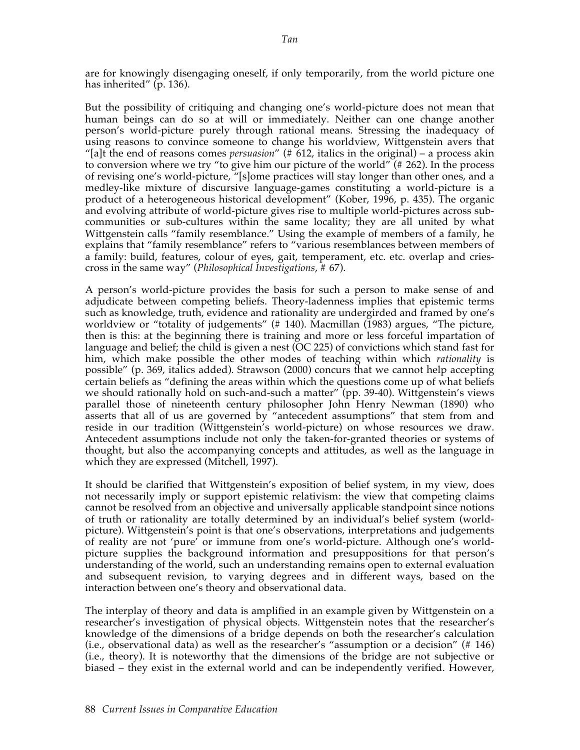are for knowingly disengaging oneself, if only temporarily, from the world picture one has inherited" (p. 136).

But the possibility of critiquing and changing one's world-picture does not mean that human beings can do so at will or immediately. Neither can one change another person's world-picture purely through rational means. Stressing the inadequacy of using reasons to convince someone to change his worldview, Wittgenstein avers that "[a]t the end of reasons comes *persuasion*" (# 612, italics in the original) – a process akin to conversion where we try "to give him our picture of the world" (# 262). In the process of revising one's world-picture, "[s]ome practices will stay longer than other ones, and a medley-like mixture of discursive language-games constituting a world-picture is a product of a heterogeneous historical development" (Kober, 1996, p. 435). The organic and evolving attribute of world-picture gives rise to multiple world-pictures across sub-communities or sub-cultures within the same locality; they are all united by what Wittgenstein calls "family resemblance." Using the example of members of a family, he explains that "family resemblance" refers to "various resemblances between members of a family: build, features, colour of eyes, gait, temperament, etc. etc. overlap and cries-cross in the same way" (*Philosophical Investigations*, # 67).

A person's world-picture provides the basis for such a person to make sense of and adjudicate between competing beliefs. Theory-ladenness implies that epistemic terms such as knowledge, truth, evidence and rationality are undergirded and framed by one's worldview or "totality of judgements" (# 140). Macmillan (1983) argues, "The picture, then is this: at the beginning there is training and more or less forceful impartation of language and belief; the child is given a nest (OC 225) of convictions which stand fast for him, which make possible the other modes of teaching within which *rationality* is possible" (p. 369, italics added). Strawson (2000) concurs that we cannot help accepting certain beliefs as "defining the areas within which the questions come up of what beliefs we should rationally hold on such-and-such a matter" (pp. 39-40). Wittgenstein's views parallel those of nineteenth century philosopher John Henry Newman (1890) who asserts that all of us are governed by "antecedent assumptions" that stem from and reside in our tradition (Wittgenstein's world-picture) on whose resources we draw. Antecedent assumptions include not only the taken-for-granted theories or systems of thought, but also the accompanying concepts and attitudes, as well as the language in which they are expressed (Mitchell, 1997).

It should be clarified that Wittgenstein's exposition of belief system, in my view, does not necessarily imply or support epistemic relativism: the view that competing claims cannot be resolved from an objective and universally applicable standpoint since notions of truth or rationality are totally determined by an individual's belief system (world-picture). Wittgenstein's point is that one's observations, interpretations and judgements of reality are not 'pure' or immune from one's world-picture. Although one's world-picture supplies the background information and presuppositions for that person's understanding of the world, such an understanding remains open to external evaluation and subsequent revision, to varying degrees and in different ways, based on the interaction between one's theory and observational data.

The interplay of theory and data is amplified in an example given by Wittgenstein on a researcher's investigation of physical objects. Wittgenstein notes that the researcher's knowledge of the dimensions of a bridge depends on both the researcher's calculation (i.e., observational data) as well as the researcher's "assumption or a decision" (# 146) (i.e., theory). It is noteworthy that the dimensions of the bridge are not subjective or biased – they exist in the external world and can be independently verified. However,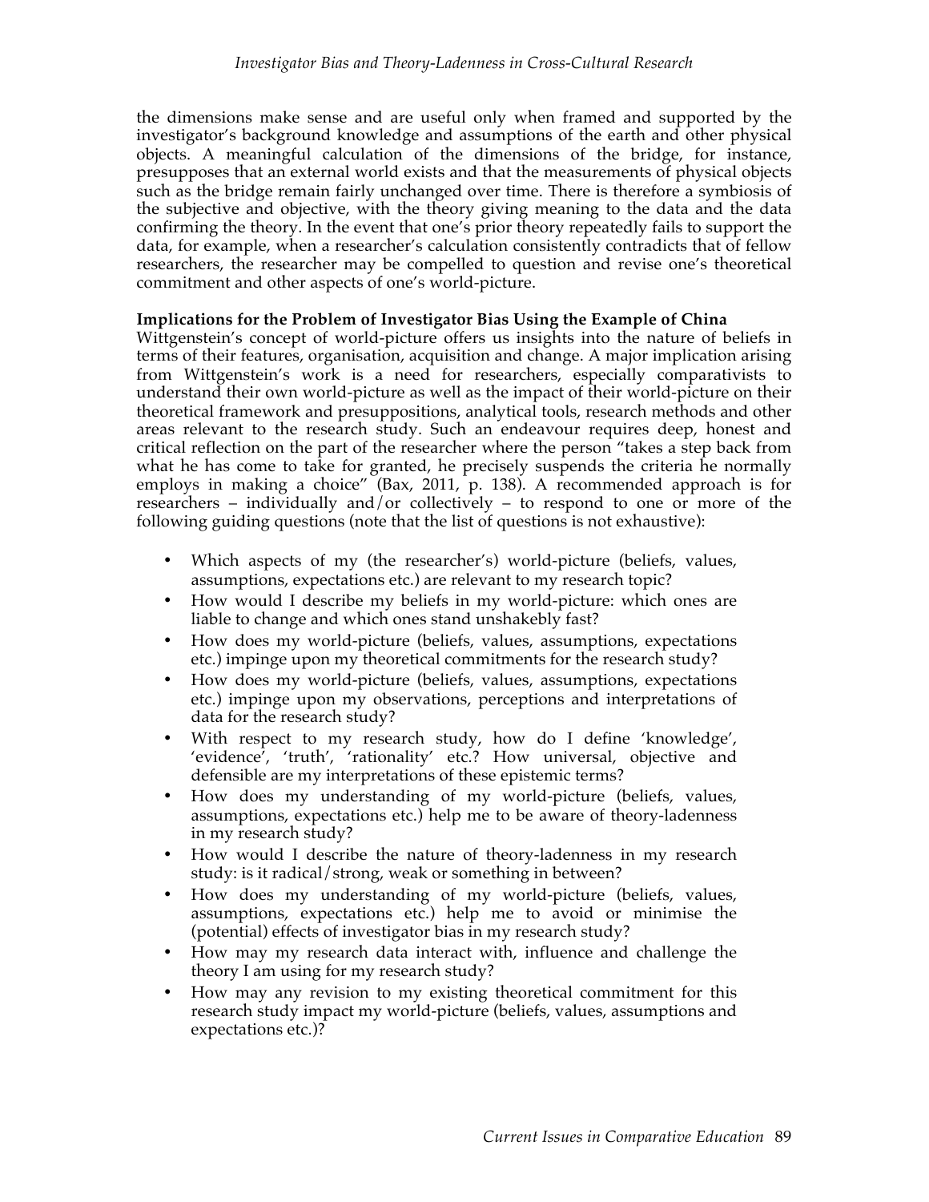the dimensions make sense and are useful only when framed and supported by the investigator's background knowledge and assumptions of the earth and other physical objects. A meaningful calculation of the dimensions of the bridge, for instance, presupposes that an external world exists and that the measurements of physical objects such as the bridge remain fairly unchanged over time. There is therefore a symbiosis of the subjective and objective, with the theory giving meaning to the data and the data confirming the theory. In the event that one's prior theory repeatedly fails to support the data, for example, when a researcher's calculation consistently contradicts that of fellow researchers, the researcher may be compelled to question and revise one's theoretical commitment and other aspects of one's world-picture.

**Implications for the Problem of Investigator Bias Using the Example of China**

Wittgenstein's concept of world-picture offers us insights into the nature of beliefs in terms of their features, organisation, acquisition and change. A major implication arising from Wittgenstein's work is a need for researchers, especially comparativists to understand their own world-picture as well as the impact of their world-picture on their theoretical framework and presuppositions, analytical tools, research methods and other areas relevant to the research study. Such an endeavour requires deep, honest and critical reflection on the part of the researcher where the person "takes a step back from what he has come to take for granted, he precisely suspends the criteria he normally employs in making a choice" (Bax, 2011, p. 138). A recommended approach is for researchers – individually and/or collectively – to respond to one or more of the following guiding questions (note that the list of questions is not exhaustive):

- Which aspects of my (the researcher's) world-picture (beliefs, values, assumptions, expectations etc.) are relevant to my research topic?
- How would I describe my beliefs in my world-picture: which ones are liable to change and which ones stand unshakebly fast?
- How does my world-picture (beliefs, values, assumptions, expectations etc.) impinge upon my theoretical commitments for the research study?
- How does my world-picture (beliefs, values, assumptions, expectations etc.) impinge upon my observations, perceptions and interpretations of data for the research study?
- With respect to my research study, how do I define 'knowledge', 'evidence', 'truth', 'rationality' etc.? How universal, objective and defensible are my interpretations of these epistemic terms?
- How does my understanding of my world-picture (beliefs, values, assumptions, expectations etc.) help me to be aware of theory-ladenness in my research study?
- How would I describe the nature of theory-ladenness in my research study: is it radical/strong, weak or something in between?
- How does my understanding of my world-picture (beliefs, values, assumptions, expectations etc.) help me to avoid or minimise the (potential) effects of investigator bias in my research study?
- How may my research data interact with, influence and challenge the theory I am using for my research study?
- How may any revision to my existing theoretical commitment for this research study impact my world-picture (beliefs, values, assumptions and expectations etc.)?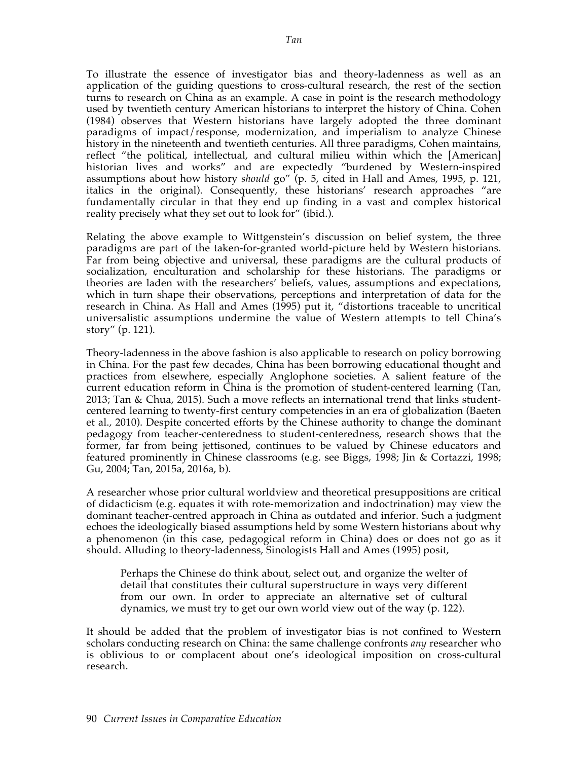To illustrate the essence of investigator bias and theory-ladenness as well as an application of the guiding questions to cross-cultural research, the rest of the section turns to research on China as an example. A case in point is the research methodology used by twentieth century American historians to interpret the history of China. Cohen (1984) observes that Western historians have largely adopted the three dominant paradigms of impact/response, modernization, and imperialism to analyze Chinese history in the nineteenth and twentieth centuries. All three paradigms, Cohen maintains, reflect "the political, intellectual, and cultural milieu within which the [American] historian lives and works" and are expectedly "burdened by Western-inspired assumptions about how history *should* go" (p. 5, cited in Hall and Ames, 1995, p. 121, italics in the original). Consequently, these historians' research approaches "are fundamentally circular in that they end up finding in a vast and complex historical reality precisely what they set out to look for" (ibid.).

Relating the above example to Wittgenstein's discussion on belief system, the three paradigms are part of the taken-for-granted world-picture held by Western historians. Far from being objective and universal, these paradigms are the cultural products of socialization, enculturation and scholarship for these historians. The paradigms or theories are laden with the researchers' beliefs, values, assumptions and expectations, which in turn shape their observations, perceptions and interpretation of data for the research in China. As Hall and Ames (1995) put it, "distortions traceable to uncritical universalistic assumptions undermine the value of Western attempts to tell China's story" (p. 121).

Theory-ladenness in the above fashion is also applicable to research on policy borrowing in China. For the past few decades, China has been borrowing educational thought and practices from elsewhere, especially Anglophone societies. A salient feature of the current education reform in China is the promotion of student-centered learning (Tan, 2013; Tan & Chua, 2015). Such a move reflects an international trend that links student-centered learning to twenty-first century competencies in an era of globalization (Baeten et al., 2010). Despite concerted efforts by the Chinese authority to change the dominant pedagogy from teacher-centeredness to student-centeredness, research shows that the former, far from being jettisoned, continues to be valued by Chinese educators and featured prominently in Chinese classrooms (e.g. see Biggs, 1998; Jin & Cortazzi, 1998; Gu, 2004; Tan, 2015a, 2016a, b).

A researcher whose prior cultural worldview and theoretical presuppositions are critical of didacticism (e.g. equates it with rote-memorization and indoctrination) may view the dominant teacher-centred approach in China as outdated and inferior. Such a judgment echoes the ideologically biased assumptions held by some Western historians about why a phenomenon (in this case, pedagogical reform in China) does or does not go as it should. Alluding to theory-ladenness, Sinologists Hall and Ames (1995) posit,

> Perhaps the Chinese do think about, select out, and organize the welter of detail that constitutes their cultural superstructure in ways very different from our own. In order to appreciate an alternative set of cultural dynamics, we must try to get our own world view out of the way (p. 122).

It should be added that the problem of investigator bias is not confined to Western scholars conducting research on China: the same challenge confronts *any* researcher who is oblivious to or complacent about one's ideological imposition on cross-cultural research.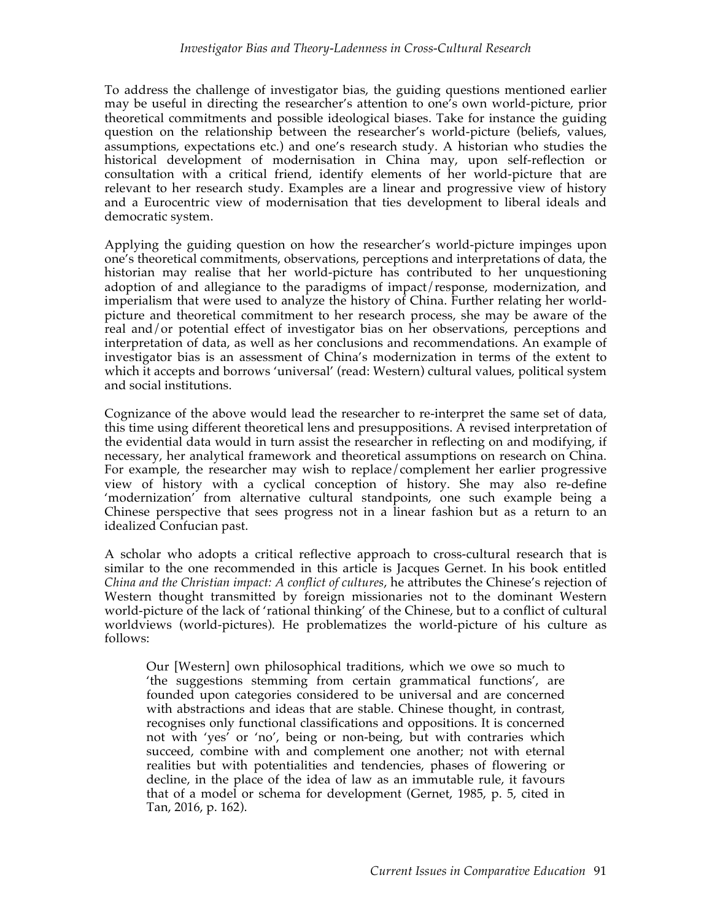To address the challenge of investigator bias, the guiding questions mentioned earlier may be useful in directing the researcher's attention to one's own world-picture, prior theoretical commitments and possible ideological biases. Take for instance the guiding question on the relationship between the researcher's world-picture (beliefs, values, assumptions, expectations etc.) and one's research study. A historian who studies the historical development of modernisation in China may, upon self-reflection or consultation with a critical friend, identify elements of her world-picture that are relevant to her research study. Examples are a linear and progressive view of history and a Eurocentric view of modernisation that ties development to liberal ideals and democratic system.

Applying the guiding question on how the researcher's world-picture impinges upon one's theoretical commitments, observations, perceptions and interpretations of data, the historian may realise that her world-picture has contributed to her unquestioning adoption of and allegiance to the paradigms of impact/response, modernization, and imperialism that were used to analyze the history of China. Further relating her world-picture and theoretical commitment to her research process, she may be aware of the real and/or potential effect of investigator bias on her observations, perceptions and interpretation of data, as well as her conclusions and recommendations. An example of investigator bias is an assessment of China's modernization in terms of the extent to which it accepts and borrows 'universal' (read: Western) cultural values, political system and social institutions.

Cognizance of the above would lead the researcher to re-interpret the same set of data, this time using different theoretical lens and presuppositions. A revised interpretation of the evidential data would in turn assist the researcher in reflecting on and modifying, if necessary, her analytical framework and theoretical assumptions on research on China. For example, the researcher may wish to replace/complement her earlier progressive view of history with a cyclical conception of history. She may also re-define 'modernization' from alternative cultural standpoints, one such example being a Chinese perspective that sees progress not in a linear fashion but as a return to an idealized Confucian past.

A scholar who adopts a critical reflective approach to cross-cultural research that is similar to the one recommended in this article is Jacques Gernet. In his book entitled *China and the Christian impact: A conflict of cultures*, he attributes the Chinese's rejection of Western thought transmitted by foreign missionaries not to the dominant Western world-picture of the lack of 'rational thinking' of the Chinese, but to a conflict of cultural worldviews (world-pictures). He problematizes the world-picture of his culture as follows:

> Our [Western] own philosophical traditions, which we owe so much to 'the suggestions stemming from certain grammatical functions', are founded upon categories considered to be universal and are concerned with abstractions and ideas that are stable. Chinese thought, in contrast, recognises only functional classifications and oppositions. It is concerned not with 'yes' or 'no', being or non-being, but with contraries which succeed, combine with and complement one another; not with eternal realities but with potentialities and tendencies, phases of flowering or decline, in the place of the idea of law as an immutable rule, it favours that of a model or schema for development (Gernet, 1985, p. 5, cited in Tan, 2016, p. 162).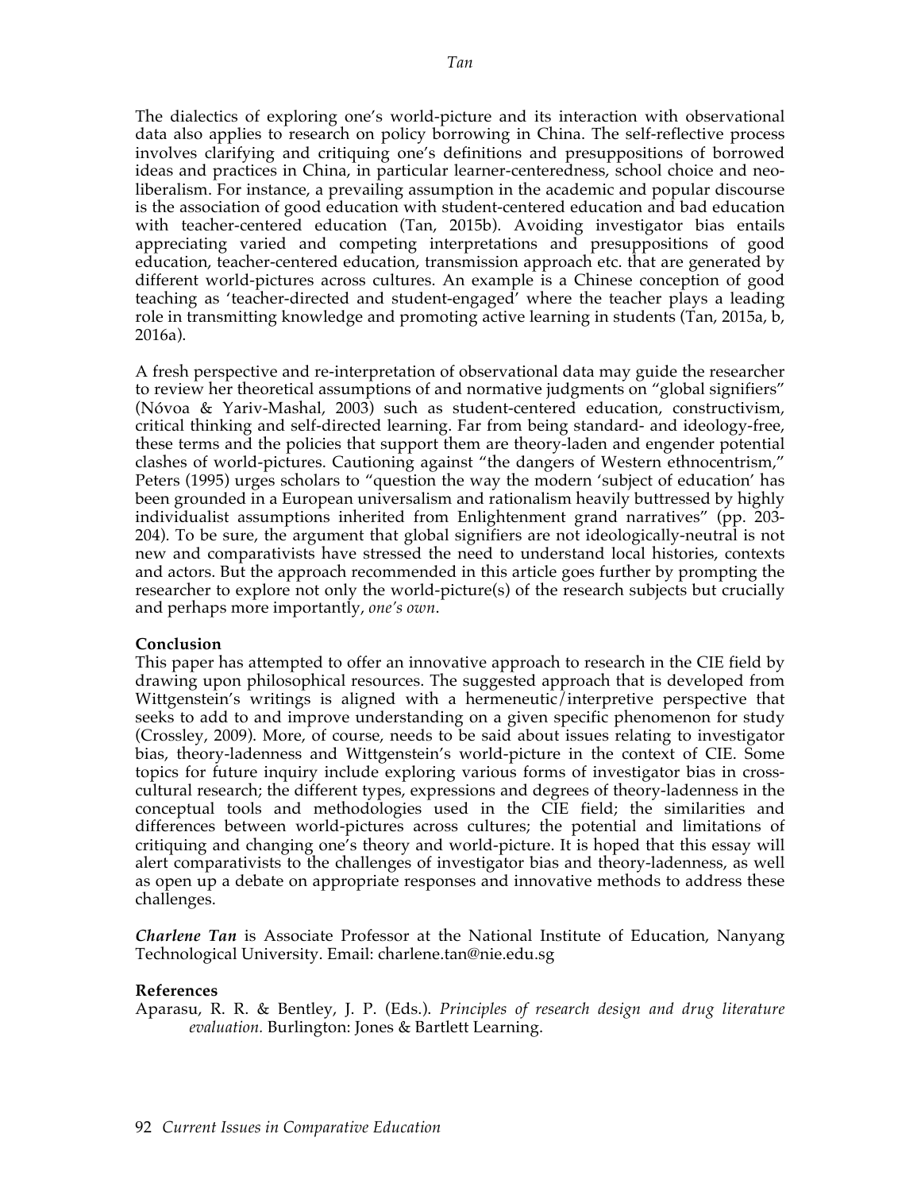The dialectics of exploring one's world-picture and its interaction with observational data also applies to research on policy borrowing in China. The self-reflective process involves clarifying and critiquing one's definitions and presuppositions of borrowed ideas and practices in China, in particular learner-centeredness, school choice and neo-liberalism. For instance, a prevailing assumption in the academic and popular discourse is the association of good education with student-centered education and bad education with teacher-centered education (Tan, 2015b). Avoiding investigator bias entails appreciating varied and competing interpretations and presuppositions of good education, teacher-centered education, transmission approach etc. that are generated by different world-pictures across cultures. An example is a Chinese conception of good teaching as 'teacher-directed and student-engaged' where the teacher plays a leading role in transmitting knowledge and promoting active learning in students (Tan, 2015a, b, 2016a).

A fresh perspective and re-interpretation of observational data may guide the researcher to review her theoretical assumptions of and normative judgments on "global signifiers" (Nóvoa & Yariv-Mashal, 2003) such as student-centered education, constructivism, critical thinking and self-directed learning. Far from being standard- and ideology-free, these terms and the policies that support them are theory-laden and engender potential clashes of world-pictures. Cautioning against "the dangers of Western ethnocentrism," Peters (1995) urges scholars to "question the way the modern 'subject of education' has been grounded in a European universalism and rationalism heavily buttressed by highly individualist assumptions inherited from Enlightenment grand narratives" (pp. 203-204). To be sure, the argument that global signifiers are not ideologically-neutral is not new and comparativists have stressed the need to understand local histories, contexts and actors. But the approach recommended in this article goes further by prompting the researcher to explore not only the world-picture(s) of the research subjects but crucially and perhaps more importantly, *one's own*.

## Conclusion

This paper has attempted to offer an innovative approach to research in the CIE field by drawing upon philosophical resources. The suggested approach that is developed from Wittgenstein's writings is aligned with a hermeneutic/interpretive perspective that seeks to add to and improve understanding on a given specific phenomenon for study (Crossley, 2009). More, of course, needs to be said about issues relating to investigator bias, theory-ladenness and Wittgenstein's world-picture in the context of CIE. Some topics for future inquiry include exploring various forms of investigator bias in cross-cultural research; the different types, expressions and degrees of theory-ladenness in the conceptual tools and methodologies used in the CIE field; the similarities and differences between world-pictures across cultures; the potential and limitations of critiquing and changing one's theory and world-picture. It is hoped that this essay will alert comparativists to the challenges of investigator bias and theory-ladenness, as well as open up a debate on appropriate responses and innovative methods to address these challenges.

***Charlene Tan*** is Associate Professor at the National Institute of Education, Nanyang Technological University. Email: charlene.tan@nie.edu.sg

## References

Aparasu, R. R. & Bentley, J. P. (Eds.). *Principles of research design and drug literature evaluation.* Burlington: Jones & Bartlett Learning.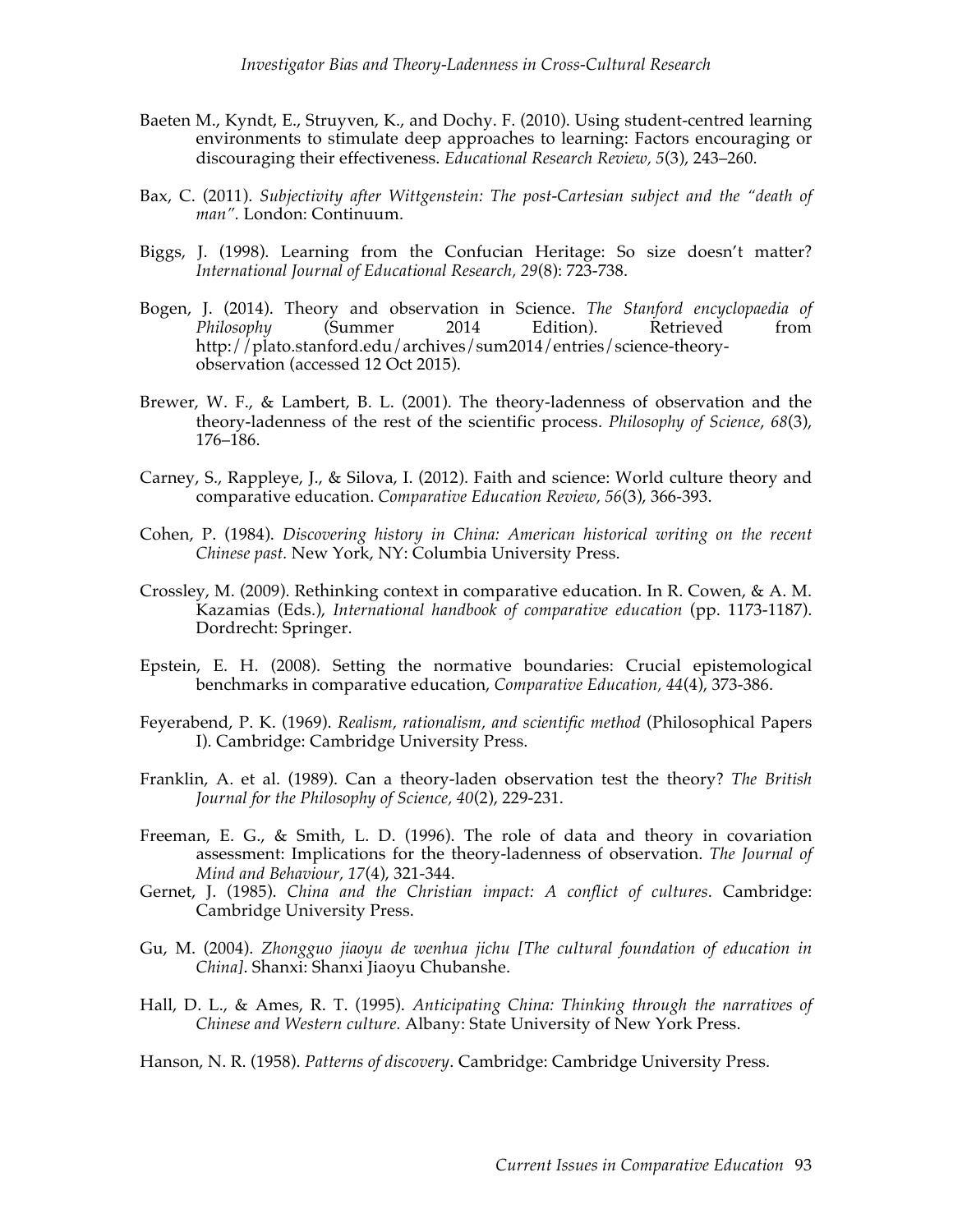Baeten M., Kyndt, E., Struyven, K., and Dochy. F. (2010). Using student-centred learning environments to stimulate deep approaches to learning: Factors encouraging or discouraging their effectiveness. *Educational Research Review, 5*(3), 243–260.

Bax, C. (2011). *Subjectivity after Wittgenstein: The post-Cartesian subject and the "death of man".* London: Continuum.

Biggs, J. (1998). Learning from the Confucian Heritage: So size doesn't matter? *International Journal of Educational Research, 29*(8): 723-738.

Bogen, J. (2014). Theory and observation in Science. *The Stanford encyclopaedia of Philosophy* (Summer 2014 Edition). Retrieved from http://plato.stanford.edu/archives/sum2014/entries/science-theory-observation (accessed 12 Oct 2015).

Brewer, W. F., & Lambert, B. L. (2001). The theory-ladenness of observation and the theory-ladenness of the rest of the scientific process. *Philosophy of Science*, *68*(3), 176–186.

Carney, S., Rappleye, J., & Silova, I. (2012). Faith and science: World culture theory and comparative education. *Comparative Education Review, 56*(3), 366-393.

Cohen, P. (1984). *Discovering history in China: American historical writing on the recent Chinese past.* New York, NY: Columbia University Press.

Crossley, M. (2009). Rethinking context in comparative education. In R. Cowen, & A. M. Kazamias (Eds.), *International handbook of comparative education* (pp. 1173-1187). Dordrecht: Springer.

Epstein, E. H. (2008). Setting the normative boundaries: Crucial epistemological benchmarks in comparative education, *Comparative Education, 44*(4), 373-386.

Feyerabend, P. K. (1969). *Realism, rationalism, and scientific method* (Philosophical Papers I). Cambridge: Cambridge University Press.

Franklin, A. et al. (1989). Can a theory-laden observation test the theory? *The British Journal for the Philosophy of Science, 40*(2), 229-231.

Freeman, E. G., & Smith, L. D. (1996). The role of data and theory in covariation assessment: Implications for the theory-ladenness of observation. *The Journal of Mind and Behaviour, 17*(4), 321-344.

Gernet, J. (1985). *China and the Christian impact: A conflict of cultures*. Cambridge: Cambridge University Press.

Gu, M. (2004). *Zhongguo jiaoyu de wenhua jichu [The cultural foundation of education in China]*. Shanxi: Shanxi Jiaoyu Chubanshe.

Hall, D. L., & Ames, R. T. (1995). *Anticipating China: Thinking through the narratives of Chinese and Western culture.* Albany: State University of New York Press.

Hanson, N. R. (1958). *Patterns of discovery*. Cambridge: Cambridge University Press.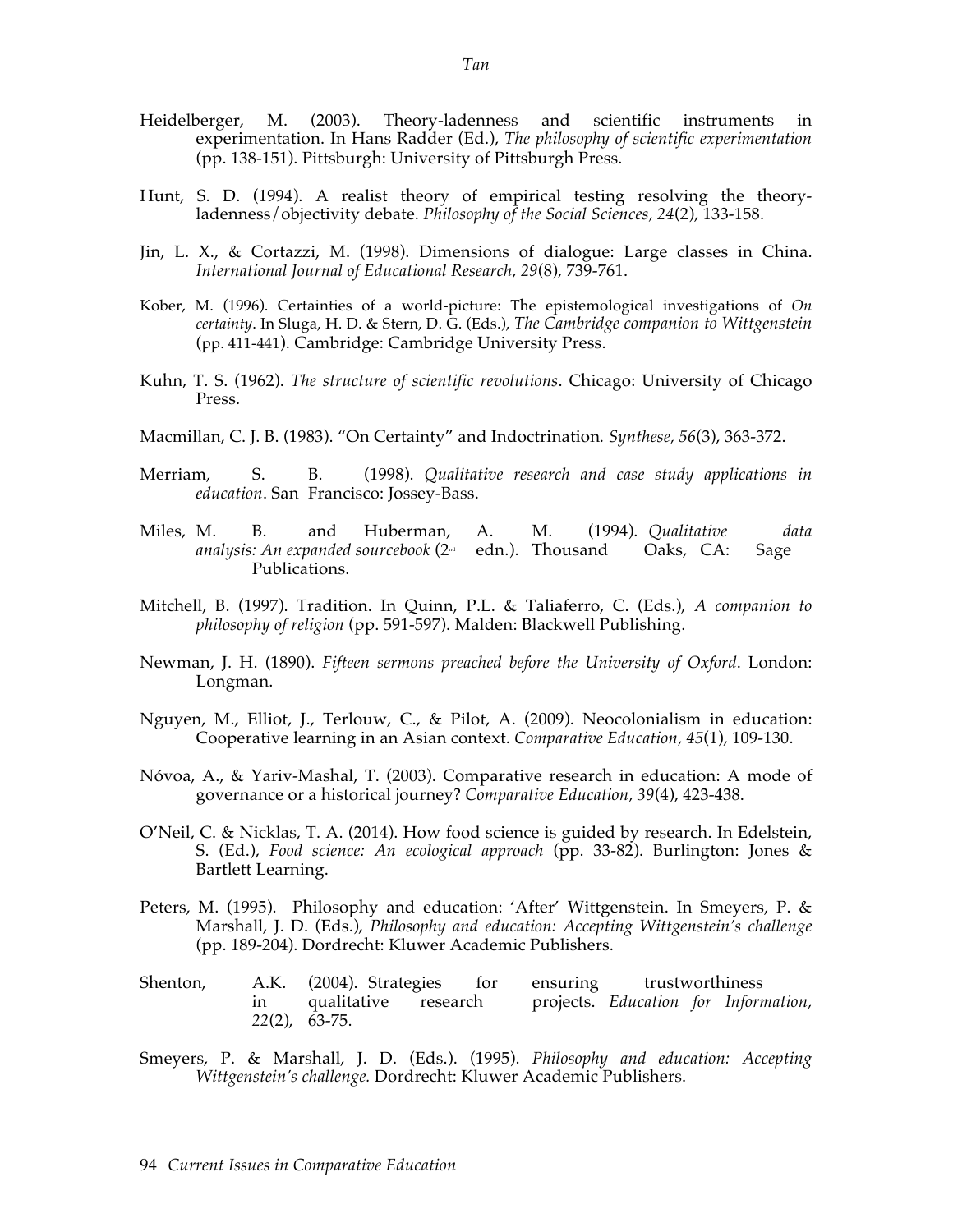Heidelberger, M. (2003). Theory-ladenness and scientific instruments in experimentation. In Hans Radder (Ed.), *The philosophy of scientific experimentation* (pp. 138-151). Pittsburgh: University of Pittsburgh Press.

Hunt, S. D. (1994). A realist theory of empirical testing resolving the theory-ladenness/objectivity debate. *Philosophy of the Social Sciences, 24*(2), 133-158.

Jin, L. X., & Cortazzi, M. (1998). Dimensions of dialogue: Large classes in China. *International Journal of Educational Research, 29*(8), 739-761.

Kober, M. (1996). Certainties of a world-picture: The epistemological investigations of *On certainty*. In Sluga, H. D. & Stern, D. G. (Eds.), *The Cambridge companion to Wittgenstein* (pp. 411-441). Cambridge: Cambridge University Press.

Kuhn, T. S. (1962). *The structure of scientific revolutions*. Chicago: University of Chicago Press.

Macmillan, C. J. B. (1983). "On Certainty" and Indoctrination. *Synthese, 56*(3), 363-372.

Merriam, S. B. (1998). *Qualitative research and case study applications in education*. San Francisco: Jossey-Bass.

Miles, M. B. and Huberman, A. M. (1994). *Qualitative data analysis: An expanded sourcebook* (2nd edn.). Thousand Oaks, CA: Sage Publications.

Mitchell, B. (1997). Tradition. In Quinn, P.L. & Taliaferro, C. (Eds.), *A companion to philosophy of religion* (pp. 591-597). Malden: Blackwell Publishing.

Newman, J. H. (1890). *Fifteen sermons preached before the University of Oxford*. London: Longman.

Nguyen, M., Elliot, J., Terlouw, C., & Pilot, A. (2009). Neocolonialism in education: Cooperative learning in an Asian context. *Comparative Education, 45*(1), 109-130.

Nóvoa, A., & Yariv-Mashal, T. (2003). Comparative research in education: A mode of governance or a historical journey? *Comparative Education, 39*(4), 423-438.

O'Neil, C. & Nicklas, T. A. (2014). How food science is guided by research. In Edelstein, S. (Ed.), *Food science: An ecological approach* (pp. 33-82). Burlington: Jones & Bartlett Learning.

Peters, M. (1995). Philosophy and education: 'After' Wittgenstein. In Smeyers, P. & Marshall, J. D. (Eds.), *Philosophy and education: Accepting Wittgenstein's challenge* (pp. 189-204). Dordrecht: Kluwer Academic Publishers.

Shenton, A.K. (2004). Strategies for ensuring trustworthiness in qualitative research projects. *Education for Information, 22*(2), 63-75.

Smeyers, P. & Marshall, J. D. (Eds.). (1995). *Philosophy and education: Accepting Wittgenstein's challenge.* Dordrecht: Kluwer Academic Publishers.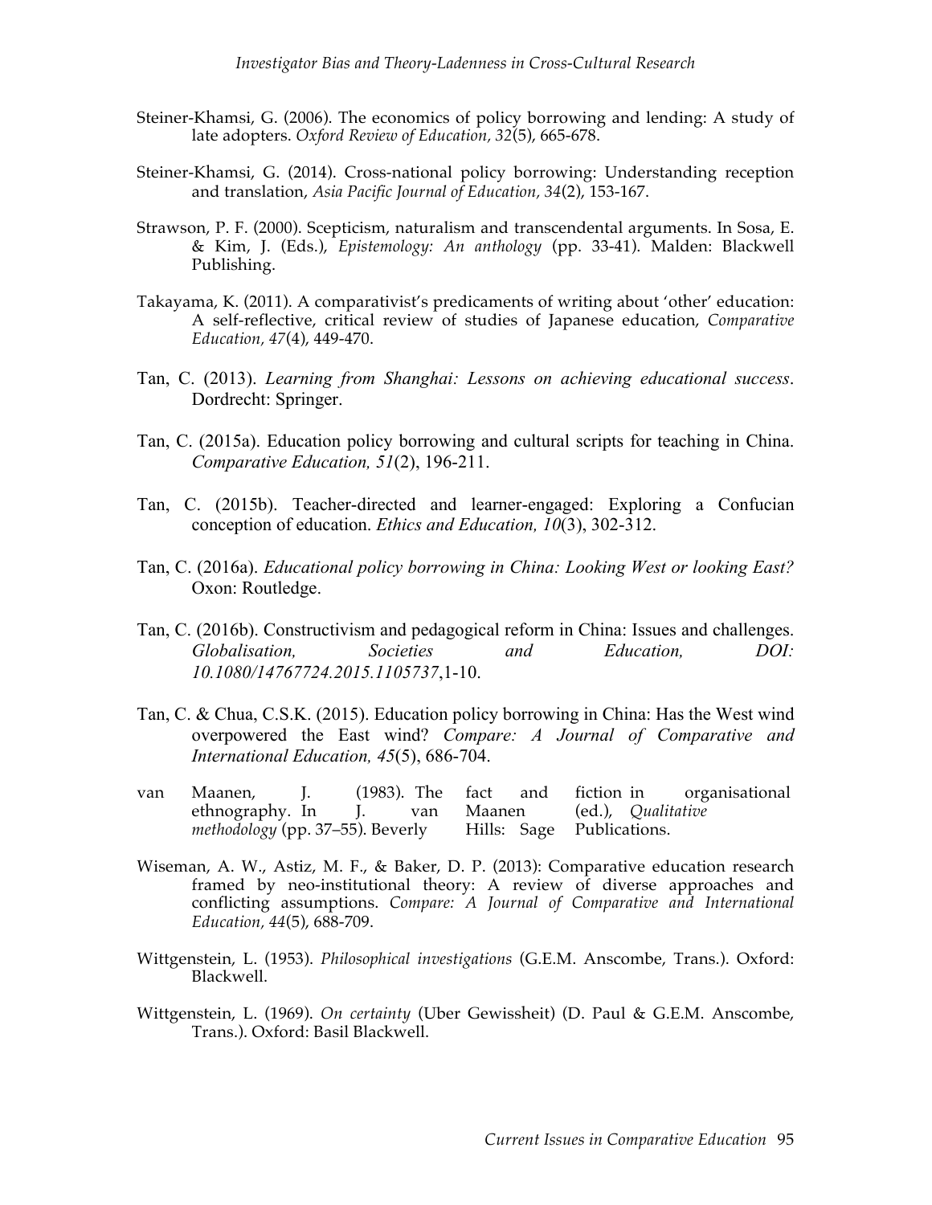Steiner-Khamsi, G. (2006). The economics of policy borrowing and lending: A study of late adopters. *Oxford Review of Education, 32*(5), 665-678.

Steiner-Khamsi, G. (2014). Cross-national policy borrowing: Understanding reception and translation, *Asia Pacific Journal of Education, 34*(2), 153-167.

Strawson, P. F. (2000). Scepticism, naturalism and transcendental arguments. In Sosa, E. & Kim, J. (Eds.), *Epistemology: An anthology* (pp. 33-41). Malden: Blackwell Publishing.

Takayama, K. (2011). A comparativist's predicaments of writing about 'other' education: A self-reflective, critical review of studies of Japanese education, *Comparative Education, 47*(4), 449-470.

Tan, C. (2013). *Learning from Shanghai: Lessons on achieving educational success*. Dordrecht: Springer.

Tan, C. (2015a). Education policy borrowing and cultural scripts for teaching in China. *Comparative Education, 51*(2), 196-211.

Tan, C. (2015b). Teacher-directed and learner-engaged: Exploring a Confucian conception of education. *Ethics and Education, 10*(3), 302-312.

Tan, C. (2016a). *Educational policy borrowing in China: Looking West or looking East?* Oxon: Routledge.

Tan, C. (2016b). Constructivism and pedagogical reform in China: Issues and challenges. *Globalisation, Societies and Education, DOI: 10.1080/14767724.2015.1105737*,1-10.

Tan, C. & Chua, C.S.K. (2015). Education policy borrowing in China: Has the West wind overpowered the East wind? *Compare: A Journal of Comparative and International Education, 45*(5), 686-704.

van Maanen, J. (1983). The fact and fiction in organisational ethnography. In J. van Maanen (ed.), *Qualitative methodology* (pp. 37–55). Beverly Hills: Sage Publications.

Wiseman, A. W., Astiz, M. F., & Baker, D. P. (2013): Comparative education research framed by neo-institutional theory: A review of diverse approaches and conflicting assumptions. *Compare: A Journal of Comparative and International Education, 44*(5), 688-709.

Wittgenstein, L. (1953). *Philosophical investigations* (G.E.M. Anscombe, Trans.). Oxford: Blackwell.

Wittgenstein, L. (1969). *On certainty* (Uber Gewissheit) (D. Paul & G.E.M. Anscombe, Trans.). Oxford: Basil Blackwell.